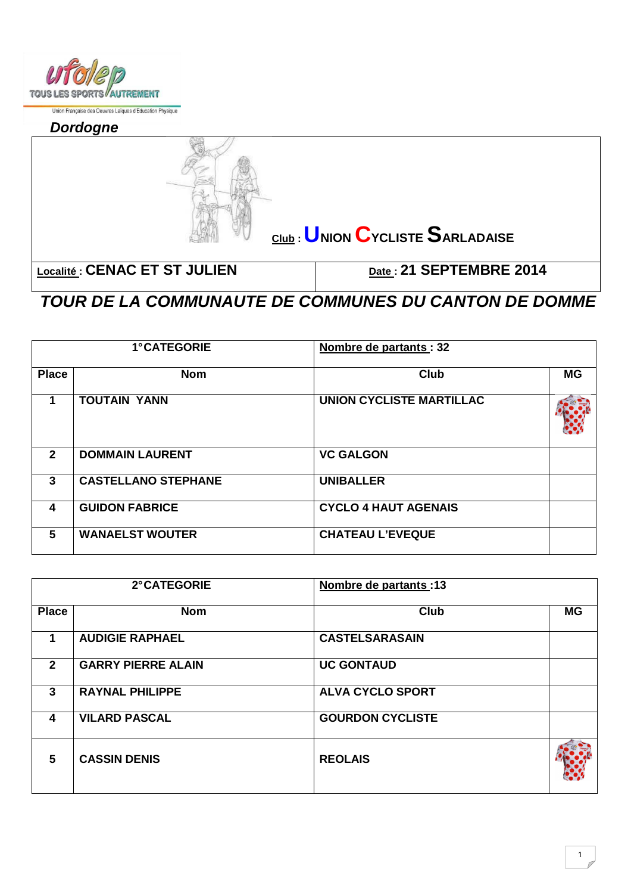ufolep
TOUS LES SPORTS AUTREMENT
Union Française des Oeuvres Laïques d'Education Physique

*Dordogne*

**Club : UNION CYCLISTE SARLADAISE**

**Localité : CENAC ET ST JULIEN** | **Date : 21 SEPTEMBRE 2014**

# *TOUR DE LA COMMUNAUTE DE COMMUNES DU CANTON DE DOMME*

| 1°CATEGORIE | | Nombre de partants : 32 | |
|---|---|---|---|
| **Place** | **Nom** | **Club** | **MG** |
| 1 | TOUTAIN YANN | UNION CYCLISTE MARTILLAC | |
| 2 | DOMMAIN LAURENT | VC GALGON | |
| 3 | CASTELLANO STEPHANE | UNIBALLER | |
| 4 | GUIDON FABRICE | CYCLO 4 HAUT AGENAIS | |
| 5 | WANAELST WOUTER | CHATEAU L'EVEQUE | |

| 2°CATEGORIE | | Nombre de partants :13 | |
|---|---|---|---|
| **Place** | **Nom** | **Club** | **MG** |
| 1 | AUDIGIE RAPHAEL | CASTELSARASAIN | |
| 2 | GARRY PIERRE ALAIN | UC GONTAUD | |
| 3 | RAYNAL PHILIPPE | ALVA CYCLO SPORT | |
| 4 | VILARD PASCAL | GOURDON CYCLISTE | |
| 5 | CASSIN DENIS | REOLAIS | |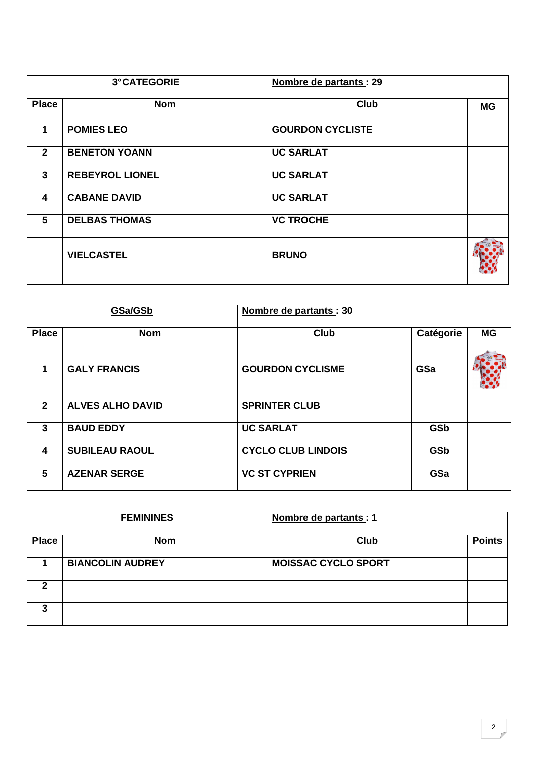| 3° CATEGORIE | | Nombre de partants : 29 | |
|---|---|---|---|
| Place | Nom | Club | MG |
| 1 | POMIES LEO | GOURDON CYCLISTE | |
| 2 | BENETON YOANN | UC SARLAT | |
| 3 | REBEYROL LIONEL | UC SARLAT | |
| 4 | CABANE DAVID | UC SARLAT | |
| 5 | DELBAS THOMAS | VC TROCHE | |
| | VIELCASTEL | BRUNO | |

| GSa/GSb | | Nombre de partants : 30 | | |
|---|---|---|---|---|
| Place | Nom | Club | Catégorie | MG |
| 1 | GALY FRANCIS | GOURDON CYCLISME | GSa | |
| 2 | ALVES ALHO DAVID | SPRINTER CLUB | | |
| 3 | BAUD EDDY | UC SARLAT | GSb | |
| 4 | SUBILEAU RAOUL | CYCLO CLUB LINDOIS | GSb | |
| 5 | AZENAR SERGE | VC ST CYPRIEN | GSa | |

| FEMININES | | Nombre de partants : 1 | |
|---|---|---|---|
| Place | Nom | Club | Points |
| 1 | BIANCOLIN AUDREY | MOISSAC CYCLO SPORT | |
| 2 | | | |
| 3 | | | |